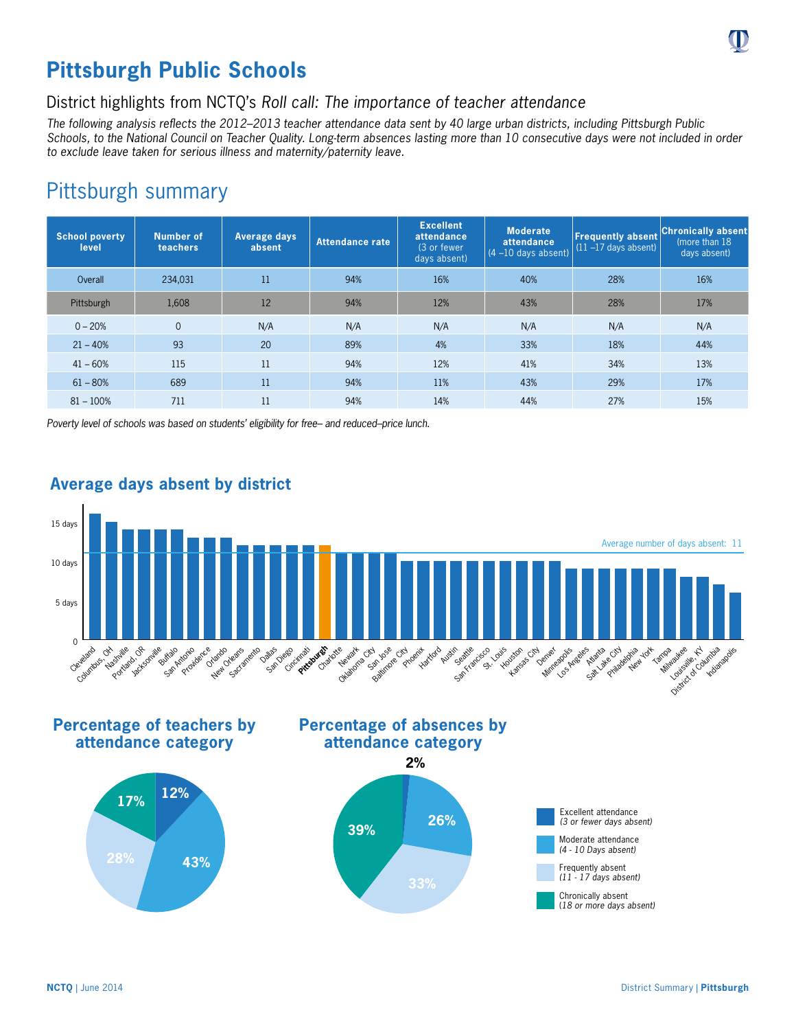# Pittsburgh Public Schools

## District highlights from NCTQ's *Roll call: The importance of teacher attendance*

*The following analysis reflects the 2012–2013 teacher attendance data sent by 40 large urban districts, including Pittsburgh Public Schools, to the National Council on Teacher Quality. Long-term absences lasting more than 10 consecutive days were not included in order to exclude leave taken for serious illness and maternity/paternity leave.*

## Pittsburgh summary

| School poverty level | Number of teachers | Average days absent | Attendance rate | Excellent attendance (3 or fewer days absent) | Moderate attendance (4 –10 days absent) | Frequently absent (11 –17 days absent) | Chronically absent (more than 18 days absent) |
|---|---|---|---|---|---|---|---|
| Overall | 234,031 | 11 | 94% | 16% | 40% | 28% | 16% |
| Pittsburgh | 1,608 | 12 | 94% | 12% | 43% | 28% | 17% |
| 0 – 20% | 0 | N/A | N/A | N/A | N/A | N/A | N/A |
| 21 – 40% | 93 | 20 | 89% | 4% | 33% | 18% | 44% |
| 41 – 60% | 115 | 11 | 94% | 12% | 41% | 34% | 13% |
| 61 – 80% | 689 | 11 | 94% | 11% | 43% | 29% | 17% |
| 81 – 100% | 711 | 11 | 94% | 14% | 44% | 27% | 15% |

*Poverty level of schools was based on students' eligibility for free– and reduced–price lunch.*

### Average days absent by district

Average number of days absent: 11

Districts (in descending order): Cleveland, Columbus, OH, Nashville, Portland, OR, Jacksonville, Buffalo, San Antonio, Providence, Orlando, New Orleans, Sacramento, Dallas, San Diego, Cincinnati, **Pittsburgh**, Charlotte, Newark, Oklahoma City, San Jose, Baltimore City, Phoenix, Hartford, Austin, Seattle, San Francisco, St. Louis, Houston, Kansas City, Denver, Minneapolis, Los Angeles, Atlanta, Salt Lake City, Philadelphia, New York, Tampa, Milwaukee, Louisville, KY, District of Columbia, Indianapolis

### Percentage of teachers by attendance category

- Excellent attendance (3 or fewer days absent): 12%
- Moderate attendance (4 - 10 Days absent): 43%
- Frequently absent (11 - 17 days absent): 28%
- Chronically absent (18 or more days absent): 17%

### Percentage of absences by attendance category

- Excellent attendance (3 or fewer days absent): 2%
- Moderate attendance (4 - 10 Days absent): 26%
- Frequently absent (11 - 17 days absent): 33%
- Chronically absent (18 or more days absent): 39%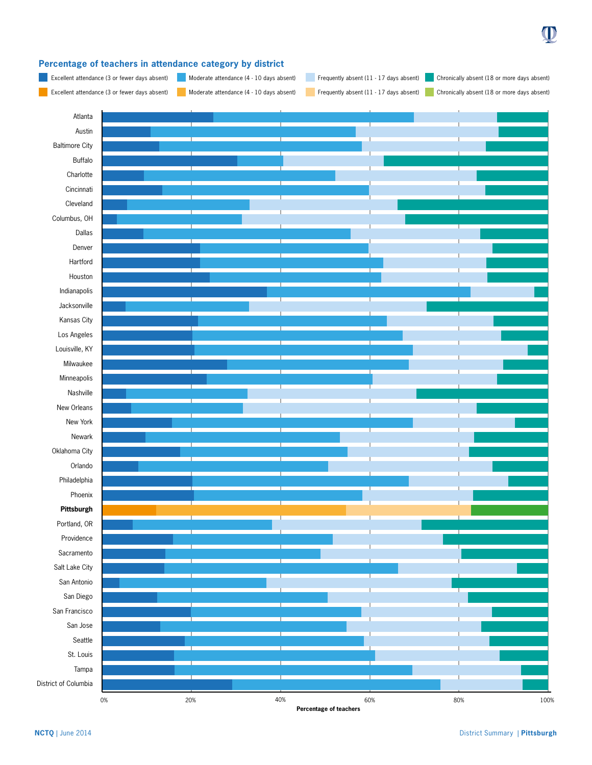## Percentage of teachers in attendance category by district

Excellent attendance (3 or fewer days absent)
Moderate attendance (4 - 10 days absent)
Frequently absent (11 - 17 days absent)
Chronically absent (18 or more days absent)
Excellent attendance (3 or fewer days absent)
Moderate attendance (4 - 10 days absent)
Frequently absent (11 - 17 days absent)
Chronically absent (18 or more days absent)

Atlanta
Austin
Baltimore City
Buffalo
Charlotte
Cincinnati
Cleveland
Columbus, OH
Dallas
Denver
Hartford
Houston
Indianapolis
Jacksonville
Kansas City
Los Angeles
Louisville, KY
Milwaukee
Minneapolis
Nashville
New Orleans
New York
Newark
Oklahoma City
Orlando
Philadelphia
Phoenix
**Pittsburgh**
Portland, OR
Providence
Sacramento
Salt Lake City
San Antonio
San Diego
San Francisco
San Jose
Seattle
St. Louis
Tampa
District of Columbia

0%
20%
40%
60%
80%
100%

**Percentage of teachers**